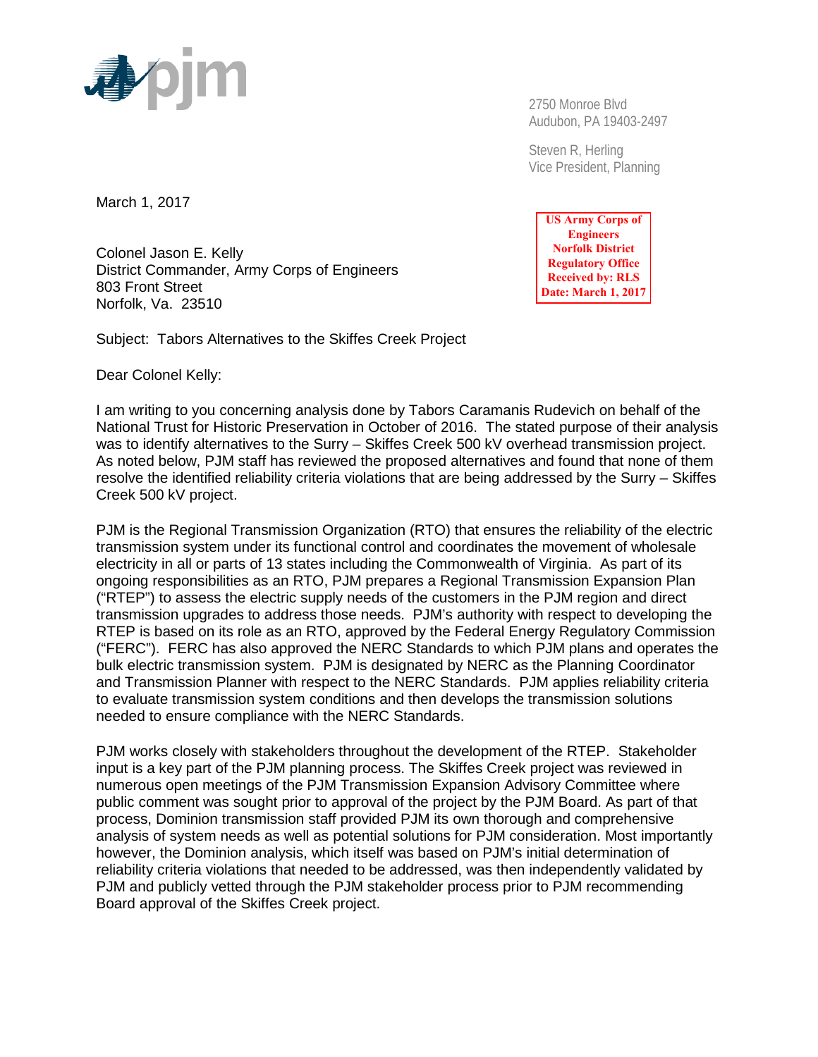2750 Monroe Blvd
Audubon, PA 19403-2497

Steven R, Herling
Vice President, Planning

March 1, 2017

US Army Corps of Engineers
Norfolk District
Regulatory Office
Received by: RLS
Date: March 1, 2017

Colonel Jason E. Kelly
District Commander, Army Corps of Engineers
803 Front Street
Norfolk, Va. 23510

Subject: Tabors Alternatives to the Skiffes Creek Project

Dear Colonel Kelly:

I am writing to you concerning analysis done by Tabors Caramanis Rudevich on behalf of the National Trust for Historic Preservation in October of 2016. The stated purpose of their analysis was to identify alternatives to the Surry – Skiffes Creek 500 kV overhead transmission project. As noted below, PJM staff has reviewed the proposed alternatives and found that none of them resolve the identified reliability criteria violations that are being addressed by the Surry – Skiffes Creek 500 kV project.

PJM is the Regional Transmission Organization (RTO) that ensures the reliability of the electric transmission system under its functional control and coordinates the movement of wholesale electricity in all or parts of 13 states including the Commonwealth of Virginia. As part of its ongoing responsibilities as an RTO, PJM prepares a Regional Transmission Expansion Plan ("RTEP") to assess the electric supply needs of the customers in the PJM region and direct transmission upgrades to address those needs. PJM's authority with respect to developing the RTEP is based on its role as an RTO, approved by the Federal Energy Regulatory Commission ("FERC"). FERC has also approved the NERC Standards to which PJM plans and operates the bulk electric transmission system. PJM is designated by NERC as the Planning Coordinator and Transmission Planner with respect to the NERC Standards. PJM applies reliability criteria to evaluate transmission system conditions and then develops the transmission solutions needed to ensure compliance with the NERC Standards.

PJM works closely with stakeholders throughout the development of the RTEP. Stakeholder input is a key part of the PJM planning process. The Skiffes Creek project was reviewed in numerous open meetings of the PJM Transmission Expansion Advisory Committee where public comment was sought prior to approval of the project by the PJM Board. As part of that process, Dominion transmission staff provided PJM its own thorough and comprehensive analysis of system needs as well as potential solutions for PJM consideration. Most importantly however, the Dominion analysis, which itself was based on PJM's initial determination of reliability criteria violations that needed to be addressed, was then independently validated by PJM and publicly vetted through the PJM stakeholder process prior to PJM recommending Board approval of the Skiffes Creek project.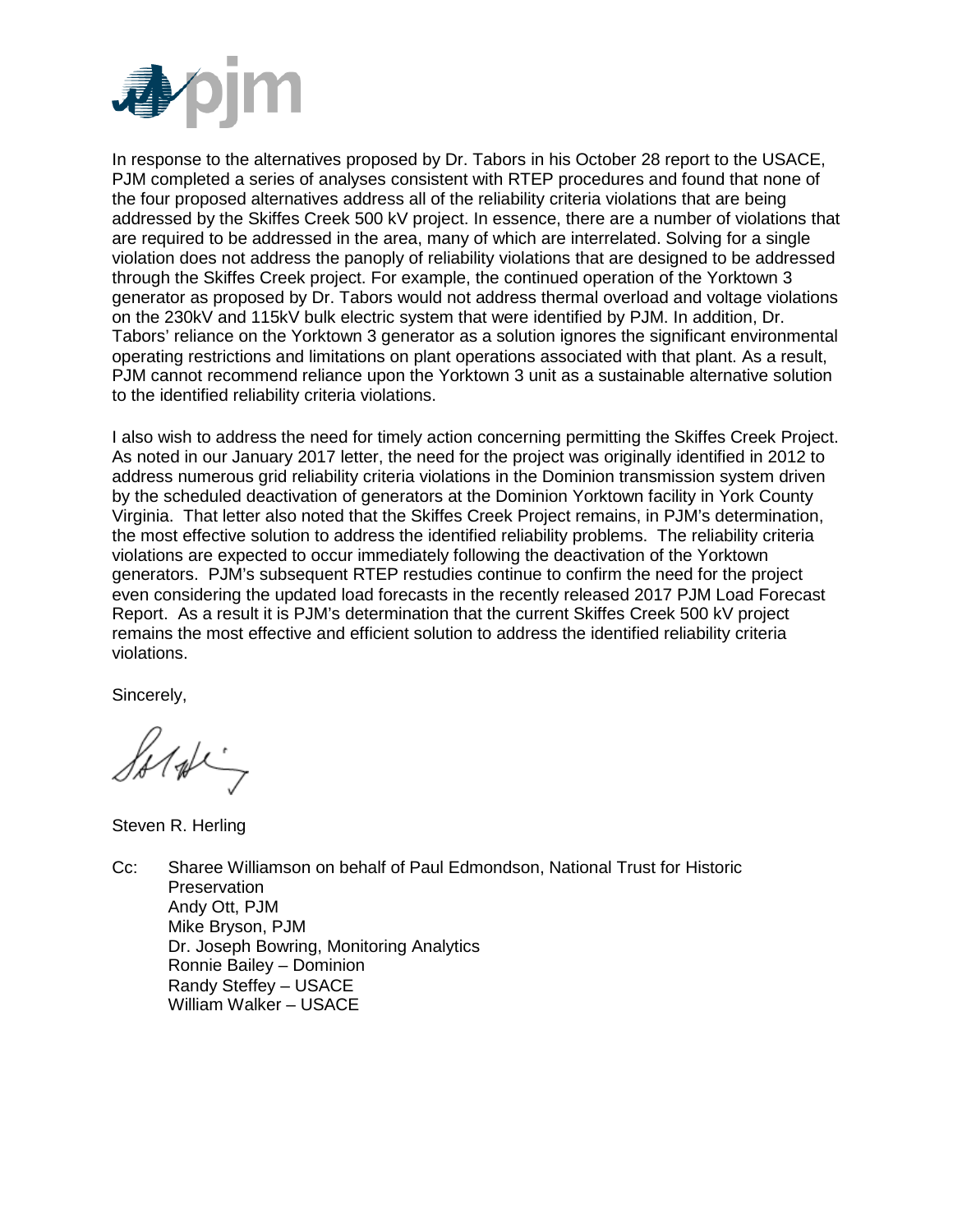In response to the alternatives proposed by Dr. Tabors in his October 28 report to the USACE, PJM completed a series of analyses consistent with RTEP procedures and found that none of the four proposed alternatives address all of the reliability criteria violations that are being addressed by the Skiffes Creek 500 kV project. In essence, there are a number of violations that are required to be addressed in the area, many of which are interrelated. Solving for a single violation does not address the panoply of reliability violations that are designed to be addressed through the Skiffes Creek project. For example, the continued operation of the Yorktown 3 generator as proposed by Dr. Tabors would not address thermal overload and voltage violations on the 230kV and 115kV bulk electric system that were identified by PJM. In addition, Dr. Tabors' reliance on the Yorktown 3 generator as a solution ignores the significant environmental operating restrictions and limitations on plant operations associated with that plant. As a result, PJM cannot recommend reliance upon the Yorktown 3 unit as a sustainable alternative solution to the identified reliability criteria violations.

I also wish to address the need for timely action concerning permitting the Skiffes Creek Project. As noted in our January 2017 letter, the need for the project was originally identified in 2012 to address numerous grid reliability criteria violations in the Dominion transmission system driven by the scheduled deactivation of generators at the Dominion Yorktown facility in York County Virginia. That letter also noted that the Skiffes Creek Project remains, in PJM's determination, the most effective solution to address the identified reliability problems. The reliability criteria violations are expected to occur immediately following the deactivation of the Yorktown generators. PJM's subsequent RTEP restudies continue to confirm the need for the project even considering the updated load forecasts in the recently released 2017 PJM Load Forecast Report. As a result it is PJM's determination that the current Skiffes Creek 500 kV project remains the most effective and efficient solution to address the identified reliability criteria violations.

Sincerely,

Steven R. Herling

Cc: Sharee Williamson on behalf of Paul Edmondson, National Trust for Historic Preservation
Andy Ott, PJM
Mike Bryson, PJM
Dr. Joseph Bowring, Monitoring Analytics
Ronnie Bailey – Dominion
Randy Steffey – USACE
William Walker – USACE